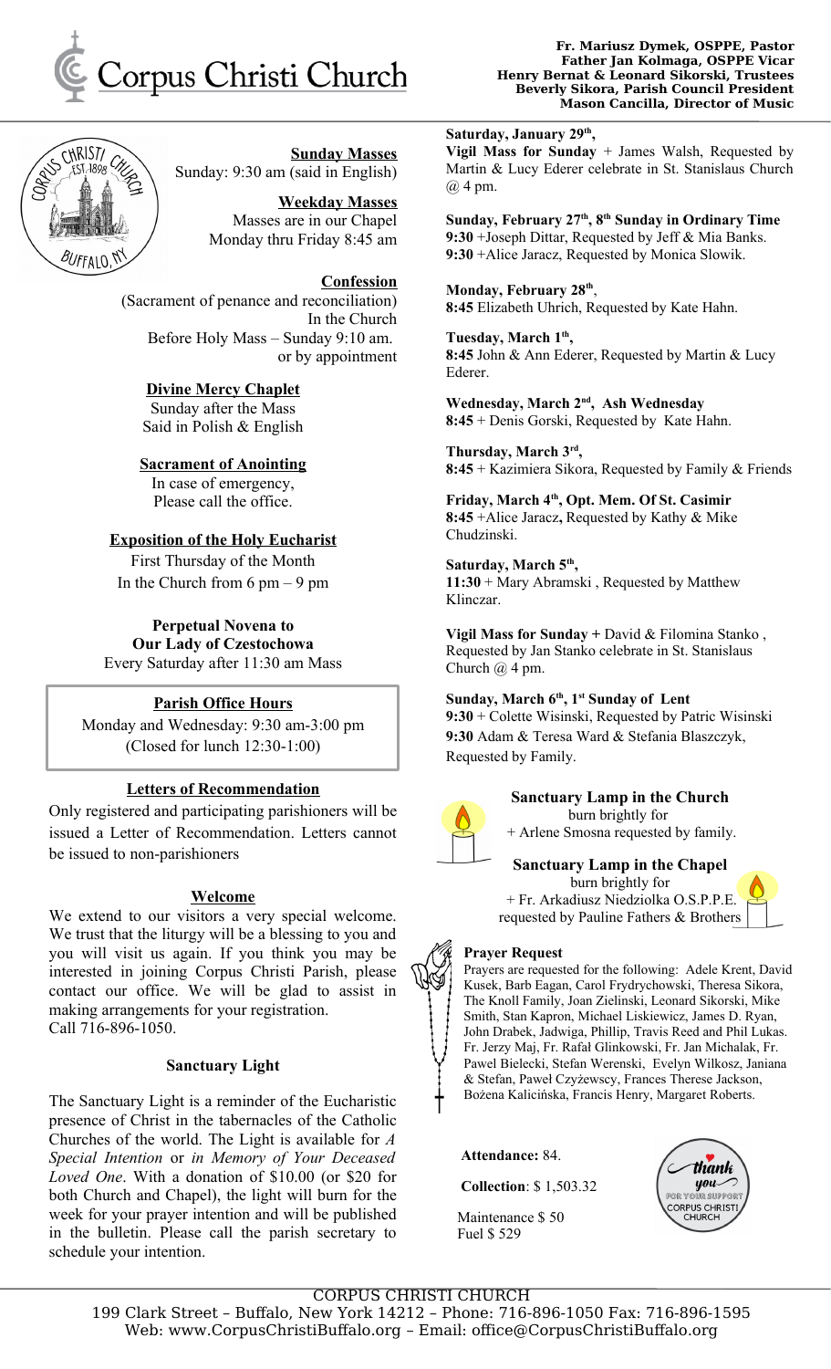# Corpus Christi Church

**Fr. Mariusz Dymek, OSPPE, Pastor**
**Father Jan Kolmaga, OSPPE Vicar**
**Henry Bernat & Leonard Sikorski, Trustees**
**Beverly Sikora, Parish Council President**
**Mason Cancilla, Director of Music**

### Sunday Masses
Sunday: 9:30 am (said in English)

### Weekday Masses
Masses are in our Chapel
Monday thru Friday 8:45 am

### Confession
(Sacrament of penance and reconciliation)
In the Church
Before Holy Mass – Sunday 9:10 am.
or by appointment

### Divine Mercy Chaplet
Sunday after the Mass
Said in Polish & English

### Sacrament of Anointing
In case of emergency,
Please call the office.

### Exposition of the Holy Eucharist
First Thursday of the Month
In the Church from 6 pm – 9 pm

### Perpetual Novena to Our Lady of Czestochowa
Every Saturday after 11:30 am Mass

### Parish Office Hours
Monday and Wednesday: 9:30 am-3:00 pm
(Closed for lunch 12:30-1:00)

### Letters of Recommendation
Only registered and participating parishioners will be issued a Letter of Recommendation. Letters cannot be issued to non-parishioners

### Welcome
We extend to our visitors a very special welcome. We trust that the liturgy will be a blessing to you and you will visit us again. If you think you may be interested in joining Corpus Christi Parish, please contact our office. We will be glad to assist in making arrangements for your registration.
Call 716-896-1050.

### Sanctuary Light
The Sanctuary Light is a reminder of the Eucharistic presence of Christ in the tabernacles of the Catholic Churches of the world. The Light is available for *A Special Intention* or *in Memory of Your Deceased Loved One*. With a donation of $10.00 (or $20 for both Church and Chapel), the light will burn for the week for your prayer intention and will be published in the bulletin. Please call the parish secretary to schedule your intention.

**Saturday, January 29th,**
**Vigil Mass for Sunday** + James Walsh, Requested by Martin & Lucy Ederer celebrate in St. Stanislaus Church @ 4 pm.

**Sunday, February 27th, 8th Sunday in Ordinary Time**
**9:30** +Joseph Dittar, Requested by Jeff & Mia Banks.
**9:30** +Alice Jaracz, Requested by Monica Slowik.

**Monday, February 28th,**
**8:45** Elizabeth Uhrich, Requested by Kate Hahn.

**Tuesday, March 1th,**
**8:45** John & Ann Ederer, Requested by Martin & Lucy Ederer.

**Wednesday, March 2nd, Ash Wednesday**
**8:45** + Denis Gorski, Requested by Kate Hahn.

**Thursday, March 3rd,**
**8:45** + Kazimiera Sikora, Requested by Family & Friends

**Friday, March 4th, Opt. Mem. Of St. Casimir**
**8:45** +Alice Jaracz**,** Requested by Kathy & Mike Chudzinski.

**Saturday, March 5th,**
**11:30** + Mary Abramski , Requested by Matthew Klinczar.

**Vigil Mass for Sunday +** David & Filomina Stanko , Requested by Jan Stanko celebrate in St. Stanislaus Church @ 4 pm.

**Sunday, March 6th, 1st Sunday of Lent**
**9:30** + Colette Wisinski, Requested by Patric Wisinski
**9:30** Adam & Teresa Ward & Stefania Blaszczyk, Requested by Family.

**Sanctuary Lamp in the Church**
burn brightly for
+ Arlene Smosna requested by family.

**Sanctuary Lamp in the Chapel**
burn brightly for
+ Fr. Arkadiusz Niedziolka O.S.P.P.E.
requested by Pauline Fathers & Brothers

**Prayer Request**
Prayers are requested for the following: Adele Krent, David Kusek, Barb Eagan, Carol Frydrychowski, Theresa Sikora, The Knoll Family, Joan Zielinski, Leonard Sikorski, Mike Smith, Stan Kapron, Michael Liskiewicz, James D. Ryan, John Drabek, Jadwiga, Phillip, Travis Reed and Phil Lukas. Fr. Jerzy Maj, Fr. Rafał Glinkowski, Fr. Jan Michalak, Fr. Pawel Bielecki, Stefan Werenski, Evelyn Wilkosz, Janiana & Stefan, Paweł Czyżewscy, Frances Therese Jackson, Bożena Kalicińska, Francis Henry, Margaret Roberts.

**Attendance:** 84.

**Collection**: $ 1,503.32

Maintenance $ 50
Fuel $ 529

CORPUS CHRISTI CHURCH
199 Clark Street – Buffalo, New York 14212 – Phone: 716-896-1050 Fax: 716-896-1595
Web: www.CorpusChristiBuffalo.org – Email: office@CorpusChristiBuffalo.org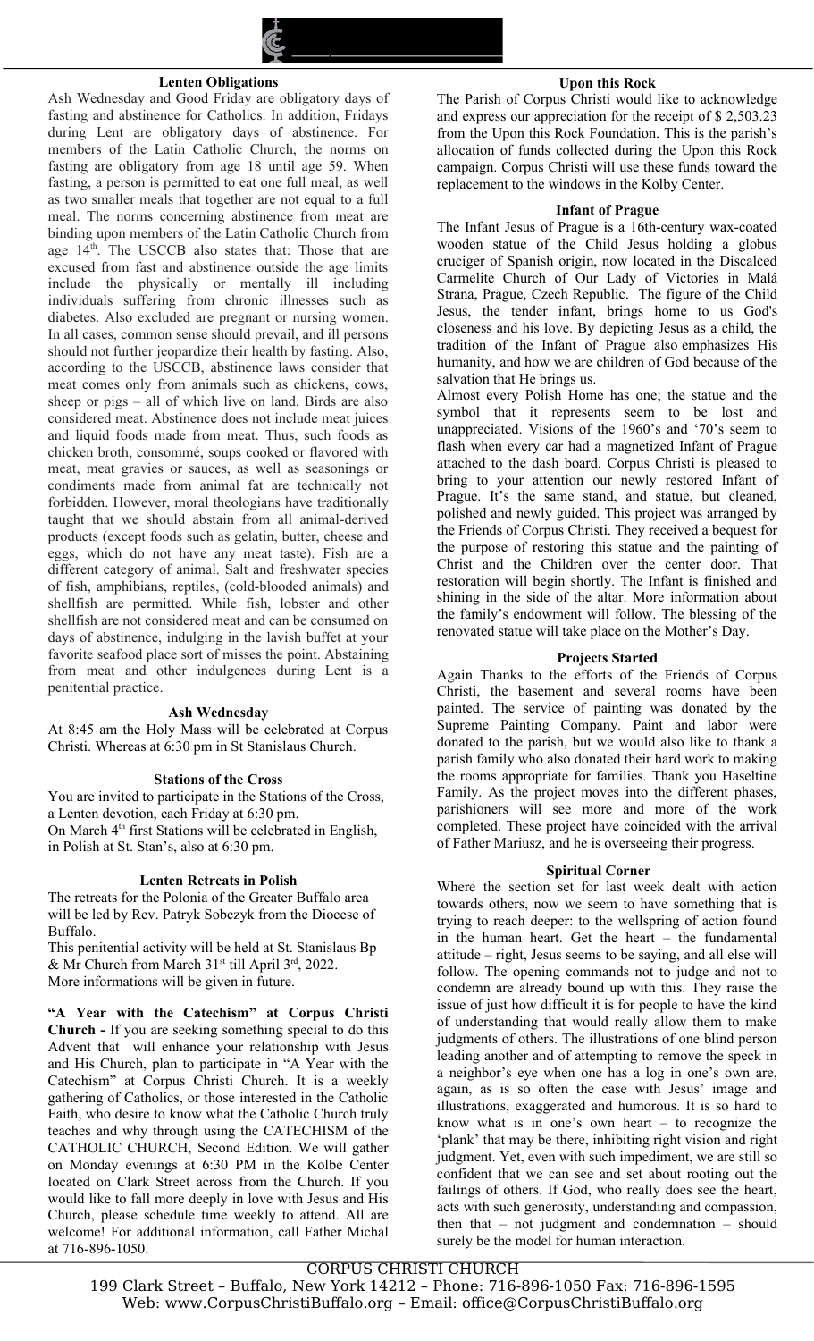### Lenten Obligations

Ash Wednesday and Good Friday are obligatory days of fasting and abstinence for Catholics. In addition, Fridays during Lent are obligatory days of abstinence. For members of the Latin Catholic Church, the norms on fasting are obligatory from age 18 until age 59. When fasting, a person is permitted to eat one full meal, as well as two smaller meals that together are not equal to a full meal. The norms concerning abstinence from meat are binding upon members of the Latin Catholic Church from age 14th. The USCCB also states that: Those that are excused from fast and abstinence outside the age limits include the physically or mentally ill including individuals suffering from chronic illnesses such as diabetes. Also excluded are pregnant or nursing women. In all cases, common sense should prevail, and ill persons should not further jeopardize their health by fasting. Also, according to the USCCB, abstinence laws consider that meat comes only from animals such as chickens, cows, sheep or pigs – all of which live on land. Birds are also considered meat. Abstinence does not include meat juices and liquid foods made from meat. Thus, such foods as chicken broth, consommé, soups cooked or flavored with meat, meat gravies or sauces, as well as seasonings or condiments made from animal fat are technically not forbidden. However, moral theologians have traditionally taught that we should abstain from all animal-derived products (except foods such as gelatin, butter, cheese and eggs, which do not have any meat taste). Fish are a different category of animal. Salt and freshwater species of fish, amphibians, reptiles, (cold-blooded animals) and shellfish are permitted. While fish, lobster and other shellfish are not considered meat and can be consumed on days of abstinence, indulging in the lavish buffet at your favorite seafood place sort of misses the point. Abstaining from meat and other indulgences during Lent is a penitential practice.

### Ash Wednesday

At 8:45 am the Holy Mass will be celebrated at Corpus Christi. Whereas at 6:30 pm in St Stanislaus Church.

### Stations of the Cross

You are invited to participate in the Stations of the Cross, a Lenten devotion, each Friday at 6:30 pm.
On March 4th first Stations will be celebrated in English, in Polish at St. Stan's, also at 6:30 pm.

### Lenten Retreats in Polish

The retreats for the Polonia of the Greater Buffalo area will be led by Rev. Patryk Sobczyk from the Diocese of Buffalo.
This penitential activity will be held at St. Stanislaus Bp & Mr Church from March 31st till April 3rd, 2022.
More informations will be given in future.

**"A Year with the Catechism" at Corpus Christi Church -** If you are seeking something special to do this Advent that will enhance your relationship with Jesus and His Church, plan to participate in "A Year with the Catechism" at Corpus Christi Church. It is a weekly gathering of Catholics, or those interested in the Catholic Faith, who desire to know what the Catholic Church truly teaches and why through using the CATECHISM of the CATHOLIC CHURCH, Second Edition. We will gather on Monday evenings at 6:30 PM in the Kolbe Center located on Clark Street across from the Church. If you would like to fall more deeply in love with Jesus and His Church, please schedule time weekly to attend. All are welcome! For additional information, call Father Michal at 716-896-1050.

### Upon this Rock

The Parish of Corpus Christi would like to acknowledge and express our appreciation for the receipt of $ 2,503.23 from the Upon this Rock Foundation. This is the parish's allocation of funds collected during the Upon this Rock campaign. Corpus Christi will use these funds toward the replacement to the windows in the Kolby Center.

### Infant of Prague

The Infant Jesus of Prague is a 16th-century wax-coated wooden statue of the Child Jesus holding a globus cruciger of Spanish origin, now located in the Discalced Carmelite Church of Our Lady of Victories in Malá Strana, Prague, Czech Republic. The figure of the Child Jesus, the tender infant, brings home to us God's closeness and his love. By depicting Jesus as a child, the tradition of the Infant of Prague also emphasizes His humanity, and how we are children of God because of the salvation that He brings us.
Almost every Polish Home has one; the statue and the symbol that it represents seem to be lost and unappreciated. Visions of the 1960's and '70's seem to flash when every car had a magnetized Infant of Prague attached to the dash board. Corpus Christi is pleased to bring to your attention our newly restored Infant of Prague. It's the same stand, and statue, but cleaned, polished and newly guided. This project was arranged by the Friends of Corpus Christi. They received a bequest for the purpose of restoring this statue and the painting of Christ and the Children over the center door. That restoration will begin shortly. The Infant is finished and shining in the side of the altar. More information about the family's endowment will follow. The blessing of the renovated statue will take place on the Mother's Day.

### Projects Started

Again Thanks to the efforts of the Friends of Corpus Christi, the basement and several rooms have been painted. The service of painting was donated by the Supreme Painting Company. Paint and labor were donated to the parish, but we would also like to thank a parish family who also donated their hard work to making the rooms appropriate for families. Thank you Haseltine Family. As the project moves into the different phases, parishioners will see more and more of the work completed. These project have coincided with the arrival of Father Mariusz, and he is overseeing their progress.

### Spiritual Corner

Where the section set for last week dealt with action towards others, now we seem to have something that is trying to reach deeper: to the wellspring of action found in the human heart. Get the heart – the fundamental attitude – right, Jesus seems to be saying, and all else will follow. The opening commands not to judge and not to condemn are already bound up with this. They raise the issue of just how difficult it is for people to have the kind of understanding that would really allow them to make judgments of others. The illustrations of one blind person leading another and of attempting to remove the speck in a neighbor's eye when one has a log in one's own are, again, as is so often the case with Jesus' image and illustrations, exaggerated and humorous. It is so hard to know what is in one's own heart – to recognize the 'plank' that may be there, inhibiting right vision and right judgment. Yet, even with such impediment, we are still so confident that we can see and set about rooting out the failings of others. If God, who really does see the heart, acts with such generosity, understanding and compassion, then that – not judgment and condemnation – should surely be the model for human interaction.